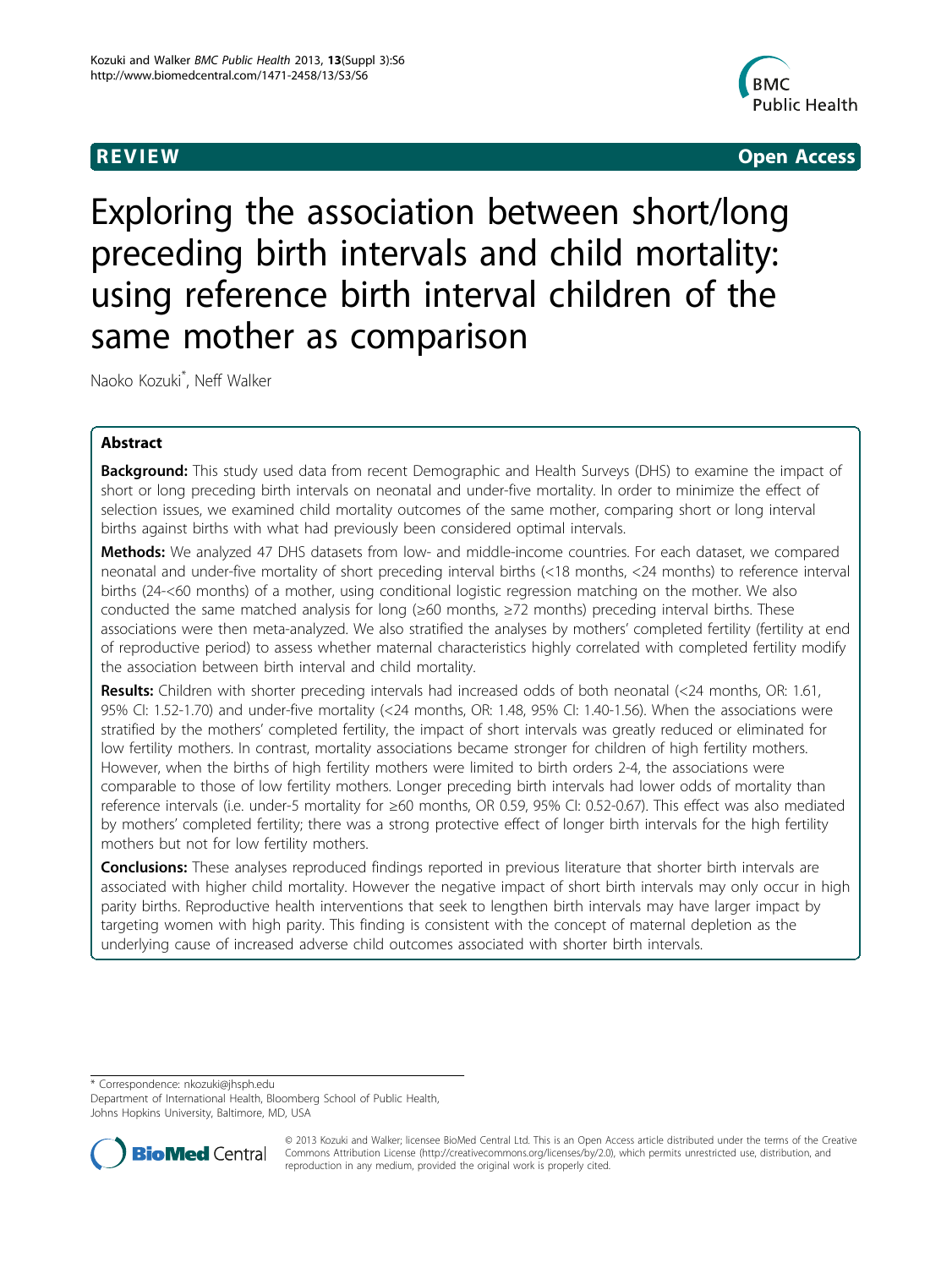REVIEW Open Access

# Exploring the association between short/long preceding birth intervals and child mortality: using reference birth interval children of the same mother as comparison

Naoko Kozuki*, Neff Walker

## Abstract

**Background:** This study used data from recent Demographic and Health Surveys (DHS) to examine the impact of short or long preceding birth intervals on neonatal and under-five mortality. In order to minimize the effect of selection issues, we examined child mortality outcomes of the same mother, comparing short or long interval births against births with what had previously been considered optimal intervals.

**Methods:** We analyzed 47 DHS datasets from low- and middle-income countries. For each dataset, we compared neonatal and under-five mortality of short preceding interval births (<18 months, <24 months) to reference interval births (24-<60 months) of a mother, using conditional logistic regression matching on the mother. We also conducted the same matched analysis for long (≥60 months, ≥72 months) preceding interval births. These associations were then meta-analyzed. We also stratified the analyses by mothers' completed fertility (fertility at end of reproductive period) to assess whether maternal characteristics highly correlated with completed fertility modify the association between birth interval and child mortality.

**Results:** Children with shorter preceding intervals had increased odds of both neonatal (<24 months, OR: 1.61, 95% CI: 1.52-1.70) and under-five mortality (<24 months, OR: 1.48, 95% CI: 1.40-1.56). When the associations were stratified by the mothers' completed fertility, the impact of short intervals was greatly reduced or eliminated for low fertility mothers. In contrast, mortality associations became stronger for children of high fertility mothers. However, when the births of high fertility mothers were limited to birth orders 2-4, the associations were comparable to those of low fertility mothers. Longer preceding birth intervals had lower odds of mortality than reference intervals (i.e. under-5 mortality for ≥60 months, OR 0.59, 95% CI: 0.52-0.67). This effect was also mediated by mothers' completed fertility; there was a strong protective effect of longer birth intervals for the high fertility mothers but not for low fertility mothers.

**Conclusions:** These analyses reproduced findings reported in previous literature that shorter birth intervals are associated with higher child mortality. However the negative impact of short birth intervals may only occur in high parity births. Reproductive health interventions that seek to lengthen birth intervals may have larger impact by targeting women with high parity. This finding is consistent with the concept of maternal depletion as the underlying cause of increased adverse child outcomes associated with shorter birth intervals.

---

\* Correspondence: nkozuki@jhsph.edu
Department of International Health, Bloomberg School of Public Health, Johns Hopkins University, Baltimore, MD, USA

© 2013 Kozuki and Walker; licensee BioMed Central Ltd. This is an Open Access article distributed under the terms of the Creative Commons Attribution License (http://creativecommons.org/licenses/by/2.0), which permits unrestricted use, distribution, and reproduction in any medium, provided the original work is properly cited.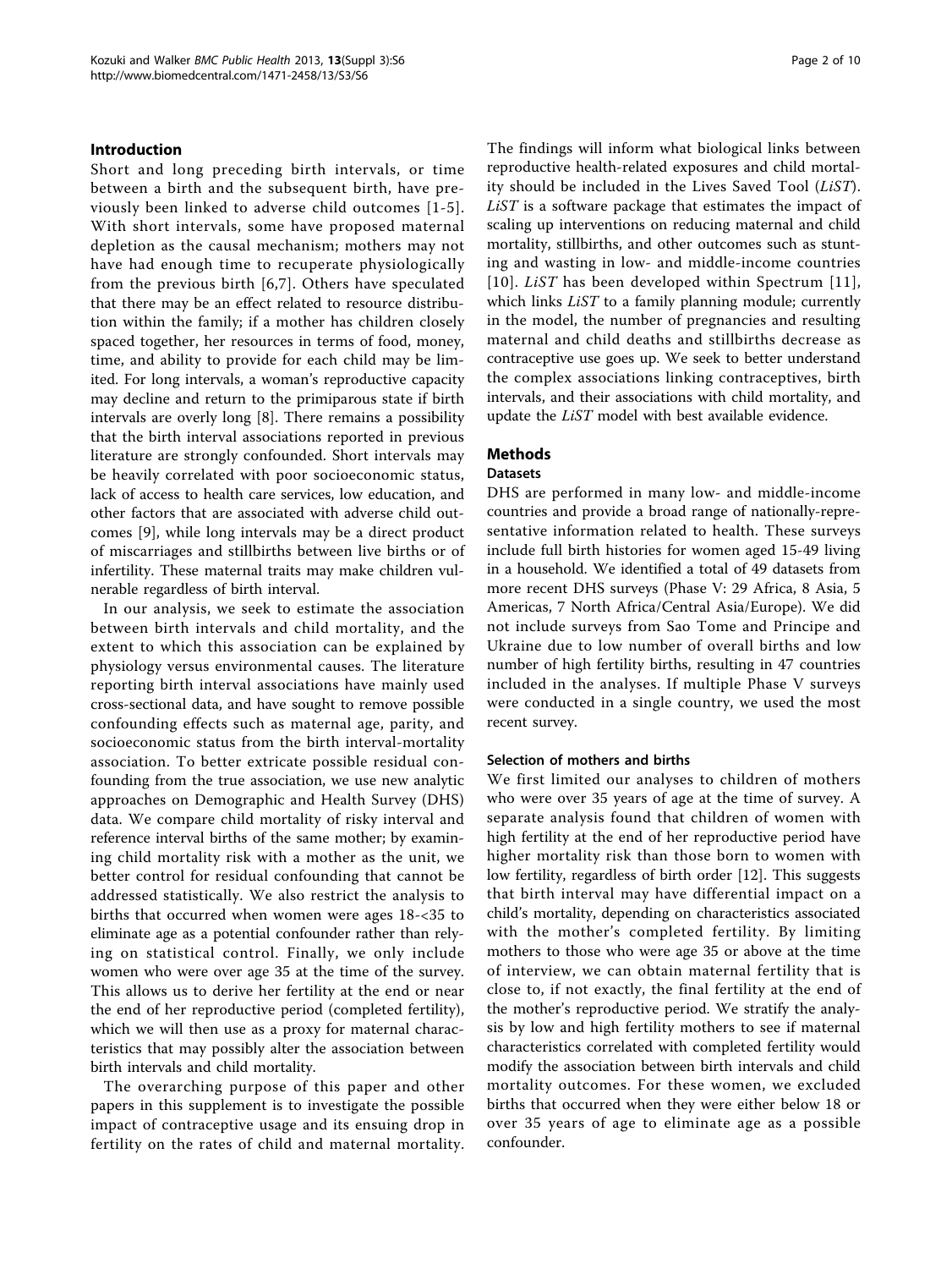## Introduction

Short and long preceding birth intervals, or time between a birth and the subsequent birth, have previously been linked to adverse child outcomes [1-5]. With short intervals, some have proposed maternal depletion as the causal mechanism; mothers may not have had enough time to recuperate physiologically from the previous birth [6,7]. Others have speculated that there may be an effect related to resource distribution within the family; if a mother has children closely spaced together, her resources in terms of food, money, time, and ability to provide for each child may be limited. For long intervals, a woman's reproductive capacity may decline and return to the primiparous state if birth intervals are overly long [8]. There remains a possibility that the birth interval associations reported in previous literature are strongly confounded. Short intervals may be heavily correlated with poor socioeconomic status, lack of access to health care services, low education, and other factors that are associated with adverse child outcomes [9], while long intervals may be a direct product of miscarriages and stillbirths between live births or of infertility. These maternal traits may make children vulnerable regardless of birth interval.

In our analysis, we seek to estimate the association between birth intervals and child mortality, and the extent to which this association can be explained by physiology versus environmental causes. The literature reporting birth interval associations have mainly used cross-sectional data, and have sought to remove possible confounding effects such as maternal age, parity, and socioeconomic status from the birth interval-mortality association. To better extricate possible residual confounding from the true association, we use new analytic approaches on Demographic and Health Survey (DHS) data. We compare child mortality of risky interval and reference interval births of the same mother; by examining child mortality risk with a mother as the unit, we better control for residual confounding that cannot be addressed statistically. We also restrict the analysis to births that occurred when women were ages 18-<35 to eliminate age as a potential confounder rather than relying on statistical control. Finally, we only include women who were over age 35 at the time of the survey. This allows us to derive her fertility at the end or near the end of her reproductive period (completed fertility), which we will then use as a proxy for maternal characteristics that may possibly alter the association between birth intervals and child mortality.

The overarching purpose of this paper and other papers in this supplement is to investigate the possible impact of contraceptive usage and its ensuing drop in fertility on the rates of child and maternal mortality. The findings will inform what biological links between reproductive health-related exposures and child mortality should be included in the Lives Saved Tool (*LiST*). *LiST* is a software package that estimates the impact of scaling up interventions on reducing maternal and child mortality, stillbirths, and other outcomes such as stunting and wasting in low- and middle-income countries [10]. *LiST* has been developed within Spectrum [11], which links *LiST* to a family planning module; currently in the model, the number of pregnancies and resulting maternal and child deaths and stillbirths decrease as contraceptive use goes up. We seek to better understand the complex associations linking contraceptives, birth intervals, and their associations with child mortality, and update the *LiST* model with best available evidence.

## Methods

### Datasets

DHS are performed in many low- and middle-income countries and provide a broad range of nationally-representative information related to health. These surveys include full birth histories for women aged 15-49 living in a household. We identified a total of 49 datasets from more recent DHS surveys (Phase V: 29 Africa, 8 Asia, 5 Americas, 7 North Africa/Central Asia/Europe). We did not include surveys from Sao Tome and Principe and Ukraine due to low number of overall births and low number of high fertility births, resulting in 47 countries included in the analyses. If multiple Phase V surveys were conducted in a single country, we used the most recent survey.

### Selection of mothers and births

We first limited our analyses to children of mothers who were over 35 years of age at the time of survey. A separate analysis found that children of women with high fertility at the end of her reproductive period have higher mortality risk than those born to women with low fertility, regardless of birth order [12]. This suggests that birth interval may have differential impact on a child's mortality, depending on characteristics associated with the mother's completed fertility. By limiting mothers to those who were age 35 or above at the time of interview, we can obtain maternal fertility that is close to, if not exactly, the final fertility at the end of the mother's reproductive period. We stratify the analysis by low and high fertility mothers to see if maternal characteristics correlated with completed fertility would modify the association between birth intervals and child mortality outcomes. For these women, we excluded births that occurred when they were either below 18 or over 35 years of age to eliminate age as a possible confounder.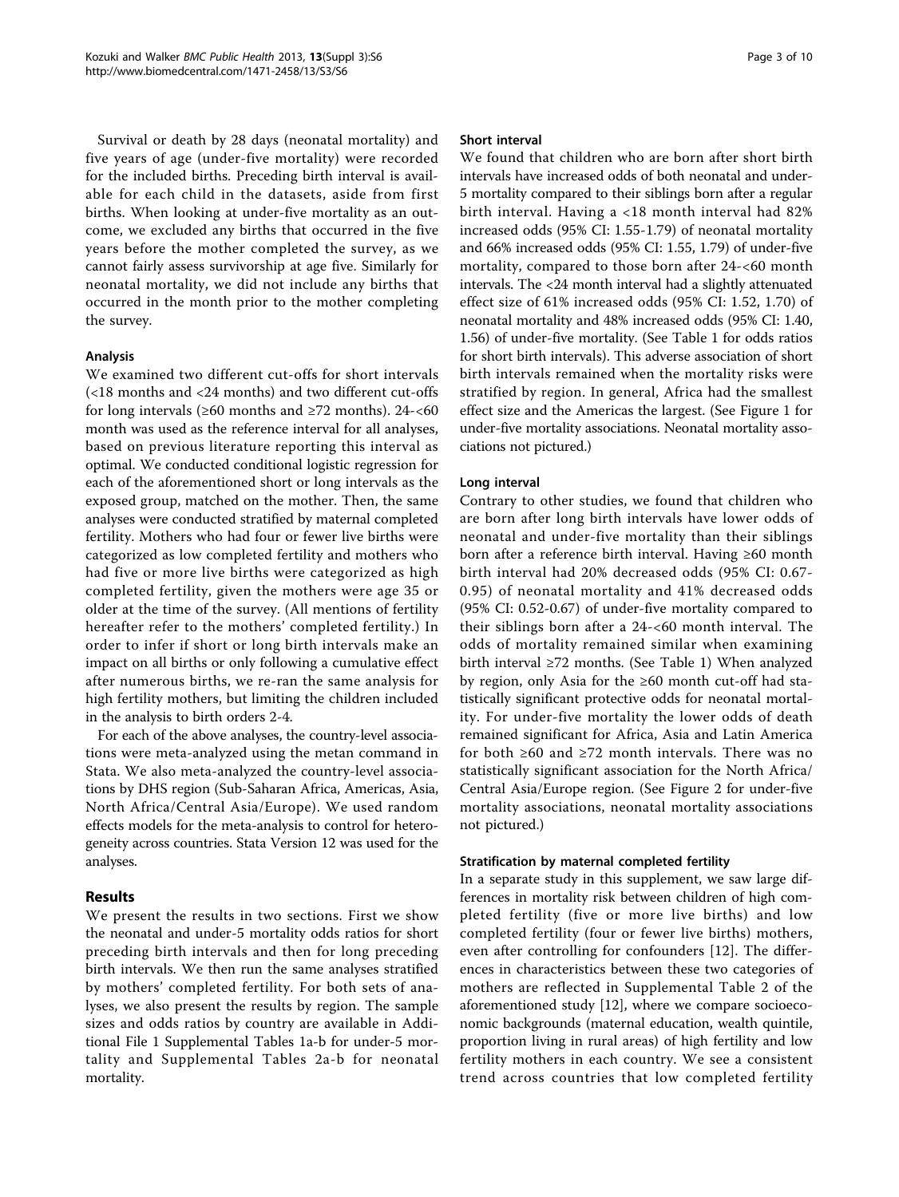Survival or death by 28 days (neonatal mortality) and five years of age (under-five mortality) were recorded for the included births. Preceding birth interval is available for each child in the datasets, aside from first births. When looking at under-five mortality as an outcome, we excluded any births that occurred in the five years before the mother completed the survey, as we cannot fairly assess survivorship at age five. Similarly for neonatal mortality, we did not include any births that occurred in the month prior to the mother completing the survey.

#### Analysis

We examined two different cut-offs for short intervals (<18 months and <24 months) and two different cut-offs for long intervals (≥60 months and ≥72 months). 24-<60 month was used as the reference interval for all analyses, based on previous literature reporting this interval as optimal. We conducted conditional logistic regression for each of the aforementioned short or long intervals as the exposed group, matched on the mother. Then, the same analyses were conducted stratified by maternal completed fertility. Mothers who had four or fewer live births were categorized as low completed fertility and mothers who had five or more live births were categorized as high completed fertility, given the mothers were age 35 or older at the time of the survey. (All mentions of fertility hereafter refer to the mothers' completed fertility.) In order to infer if short or long birth intervals make an impact on all births or only following a cumulative effect after numerous births, we re-ran the same analysis for high fertility mothers, but limiting the children included in the analysis to birth orders 2-4.

For each of the above analyses, the country-level associations were meta-analyzed using the metan command in Stata. We also meta-analyzed the country-level associations by DHS region (Sub-Saharan Africa, Americas, Asia, North Africa/Central Asia/Europe). We used random effects models for the meta-analysis to control for heterogeneity across countries. Stata Version 12 was used for the analyses.

## Results

We present the results in two sections. First we show the neonatal and under-5 mortality odds ratios for short preceding birth intervals and then for long preceding birth intervals. We then run the same analyses stratified by mothers' completed fertility. For both sets of analyses, we also present the results by region. The sample sizes and odds ratios by country are available in Additional File 1 Supplemental Tables 1a-b for under-5 mortality and Supplemental Tables 2a-b for neonatal mortality.

#### Short interval

We found that children who are born after short birth intervals have increased odds of both neonatal and under-5 mortality compared to their siblings born after a regular birth interval. Having a <18 month interval had 82% increased odds (95% CI: 1.55-1.79) of neonatal mortality and 66% increased odds (95% CI: 1.55, 1.79) of under-five mortality, compared to those born after 24-<60 month intervals. The <24 month interval had a slightly attenuated effect size of 61% increased odds (95% CI: 1.52, 1.70) of neonatal mortality and 48% increased odds (95% CI: 1.40, 1.56) of under-five mortality. (See Table 1 for odds ratios for short birth intervals). This adverse association of short birth intervals remained when the mortality risks were stratified by region. In general, Africa had the smallest effect size and the Americas the largest. (See Figure 1 for under-five mortality associations. Neonatal mortality associations not pictured.)

#### Long interval

Contrary to other studies, we found that children who are born after long birth intervals have lower odds of neonatal and under-five mortality than their siblings born after a reference birth interval. Having ≥60 month birth interval had 20% decreased odds (95% CI: 0.67-0.95) of neonatal mortality and 41% decreased odds (95% CI: 0.52-0.67) of under-five mortality compared to their siblings born after a 24-<60 month interval. The odds of mortality remained similar when examining birth interval ≥72 months. (See Table 1) When analyzed by region, only Asia for the ≥60 month cut-off had statistically significant protective odds for neonatal mortality. For under-five mortality the lower odds of death remained significant for Africa, Asia and Latin America for both ≥60 and ≥72 month intervals. There was no statistically significant association for the North Africa/Central Asia/Europe region. (See Figure 2 for under-five mortality associations, neonatal mortality associations not pictured.)

#### Stratification by maternal completed fertility

In a separate study in this supplement, we saw large differences in mortality risk between children of high completed fertility (five or more live births) and low completed fertility (four or fewer live births) mothers, even after controlling for confounders [12]. The differences in characteristics between these two categories of mothers are reflected in Supplemental Table 2 of the aforementioned study [12], where we compare socioeconomic backgrounds (maternal education, wealth quintile, proportion living in rural areas) of high fertility and low fertility mothers in each country. We see a consistent trend across countries that low completed fertility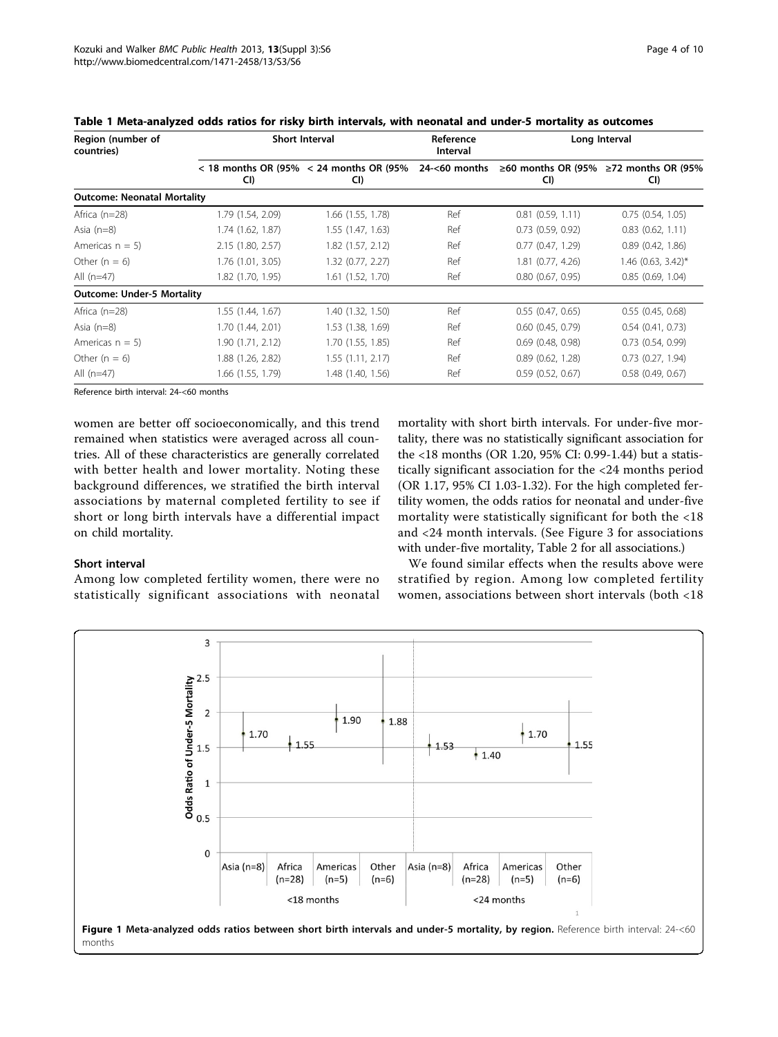**Table 1 Meta-analyzed odds ratios for risky birth intervals, with neonatal and under-5 mortality as outcomes**

| Region (number of countries) | Short Interval | | Reference Interval | Long Interval | |
|---|---|---|---|---|---|
| | < 18 months OR (95% CI) | < 24 months OR (95% CI) | 24-<60 months | ≥60 months OR (95% CI) | ≥72 months OR (95% CI) |
| **Outcome: Neonatal Mortality** | | | | | |
| Africa (n=28) | 1.79 (1.54, 2.09) | 1.66 (1.55, 1.78) | Ref | 0.81 (0.59, 1.11) | 0.75 (0.54, 1.05) |
| Asia (n=8) | 1.74 (1.62, 1.87) | 1.55 (1.47, 1.63) | Ref | 0.73 (0.59, 0.92) | 0.83 (0.62, 1.11) |
| Americas n = 5) | 2.15 (1.80, 2.57) | 1.82 (1.57, 2.12) | Ref | 0.77 (0.47, 1.29) | 0.89 (0.42, 1.86) |
| Other (n = 6) | 1.76 (1.01, 3.05) | 1.32 (0.77, 2.27) | Ref | 1.81 (0.77, 4.26) | 1.46 (0.63, 3.42)* |
| All (n=47) | 1.82 (1.70, 1.95) | 1.61 (1.52, 1.70) | Ref | 0.80 (0.67, 0.95) | 0.85 (0.69, 1.04) |
| **Outcome: Under-5 Mortality** | | | | | |
| Africa (n=28) | 1.55 (1.44, 1.67) | 1.40 (1.32, 1.50) | Ref | 0.55 (0.47, 0.65) | 0.55 (0.45, 0.68) |
| Asia (n=8) | 1.70 (1.44, 2.01) | 1.53 (1.38, 1.69) | Ref | 0.60 (0.45, 0.79) | 0.54 (0.41, 0.73) |
| Americas n = 5) | 1.90 (1.71, 2.12) | 1.70 (1.55, 1.85) | Ref | 0.69 (0.48, 0.98) | 0.73 (0.54, 0.99) |
| Other (n = 6) | 1.88 (1.26, 2.82) | 1.55 (1.11, 2.17) | Ref | 0.89 (0.62, 1.28) | 0.73 (0.27, 1.94) |
| All (n=47) | 1.66 (1.55, 1.79) | 1.48 (1.40, 1.56) | Ref | 0.59 (0.52, 0.67) | 0.58 (0.49, 0.67) |

Reference birth interval: 24-<60 months

women are better off socioeconomically, and this trend remained when statistics were averaged across all countries. All of these characteristics are generally correlated with better health and lower mortality. Noting these background differences, we stratified the birth interval associations by maternal completed fertility to see if short or long birth intervals have a differential impact on child mortality.

### Short interval

Among low completed fertility women, there were no statistically significant associations with neonatal mortality with short birth intervals. For under-five mortality, there was no statistically significant association for the <18 months (OR 1.20, 95% CI: 0.99-1.44) but a statistically significant association for the <24 months period (OR 1.17, 95% CI 1.03-1.32). For the high completed fertility women, the odds ratios for neonatal and under-five mortality were statistically significant for both the <18 and <24 month intervals. (See Figure 3 for associations with under-five mortality, Table 2 for all associations.)

We found similar effects when the results above were stratified by region. Among low completed fertility women, associations between short intervals (both <18

**Figure 1 Meta-analyzed odds ratios between short birth intervals and under-5 mortality, by region.** Reference birth interval: 24-<60 months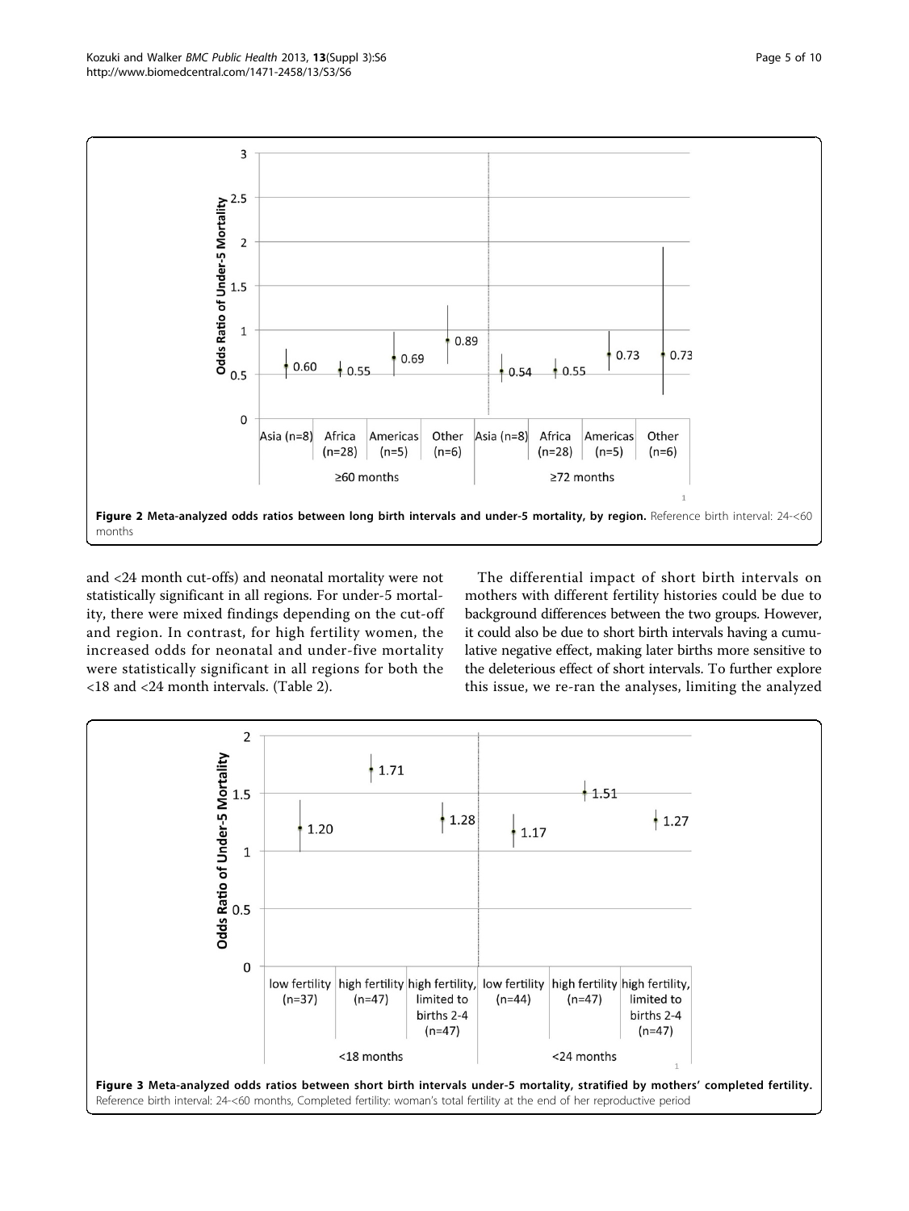Figure 2 Meta-analyzed odds ratios between long birth intervals and under-5 mortality, by region. Reference birth interval: 24-<60 months

and <24 month cut-offs) and neonatal mortality were not statistically significant in all regions. For under-5 mortality, there were mixed findings depending on the cut-off and region. In contrast, for high fertility women, the increased odds for neonatal and under-five mortality were statistically significant in all regions for both the <18 and <24 month intervals. (Table 2).

The differential impact of short birth intervals on mothers with different fertility histories could be due to background differences between the two groups. However, it could also be due to short birth intervals having a cumulative negative effect, making later births more sensitive to the deleterious effect of short intervals. To further explore this issue, we re-ran the analyses, limiting the analyzed

Figure 3 Meta-analyzed odds ratios between short birth intervals under-5 mortality, stratified by mothers' completed fertility. Reference birth interval: 24-<60 months, Completed fertility: woman's total fertility at the end of her reproductive period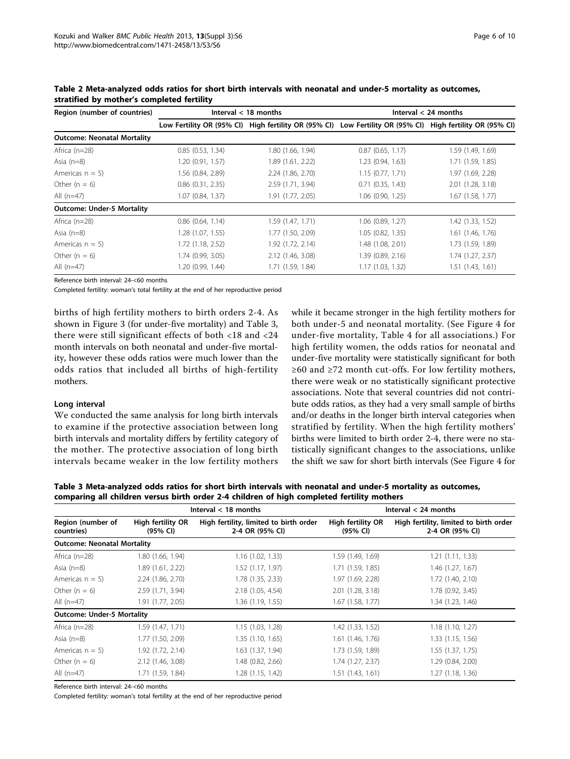**Table 2 Meta-analyzed odds ratios for short birth intervals with neonatal and under-5 mortality as outcomes, stratified by mother's completed fertility**

| Region (number of countries) | Interval < 18 months | | Interval < 24 months | |
|---|---|---|---|---|
| | Low Fertility OR (95% CI) | High fertility OR (95% CI) | Low Fertility OR (95% CI) | High fertility OR (95% CI) |
| **Outcome: Neonatal Mortality** | | | | |
| Africa (n=28) | 0.85 (0.53, 1.34) | 1.80 (1.66, 1.94) | 0.87 (0.65, 1.17) | 1.59 (1.49, 1.69) |
| Asia (n=8) | 1.20 (0.91, 1.57) | 1.89 (1.61, 2.22) | 1.23 (0.94, 1.63) | 1.71 (1.59, 1.85) |
| Americas n = 5) | 1.56 (0.84, 2.89) | 2.24 (1.86, 2.70) | 1.15 (0.77, 1.71) | 1.97 (1.69, 2.28) |
| Other (n = 6) | 0.86 (0.31, 2.35) | 2.59 (1.71, 3.94) | 0.71 (0.35, 1.43) | 2.01 (1.28, 3.18) |
| All (n=47) | 1.07 (0.84, 1.37) | 1.91 (1.77, 2.05) | 1.06 (0.90, 1.25) | 1.67 (1.58, 1.77) |
| **Outcome: Under-5 Mortality** | | | | |
| Africa (n=28) | 0.86 (0.64, 1.14) | 1.59 (1.47, 1.71) | 1.06 (0.89, 1.27) | 1.42 (1.33, 1.52) |
| Asia (n=8) | 1.28 (1.07, 1.55) | 1.77 (1.50, 2.09) | 1.05 (0.82, 1.35) | 1.61 (1.46, 1.76) |
| Americas n = 5) | 1.72 (1.18, 2.52) | 1.92 (1.72, 2.14) | 1.48 (1.08, 2.01) | 1.73 (1.59, 1.89) |
| Other (n = 6) | 1.74 (0.99, 3.05) | 2.12 (1.46, 3.08) | 1.39 (0.89, 2.16) | 1.74 (1.27, 2.37) |
| All (n=47) | 1.20 (0.99, 1.44) | 1.71 (1.59, 1.84) | 1.17 (1.03, 1.32) | 1.51 (1.43, 1.61) |

Reference birth interval: 24-<60 months

Completed fertility: woman's total fertility at the end of her reproductive period

births of high fertility mothers to birth orders 2-4. As shown in Figure 3 (for under-five mortality) and Table 3, there were still significant effects of both <18 and <24 month intervals on both neonatal and under-five mortality, however these odds ratios were much lower than the odds ratios that included all births of high-fertility mothers.

### Long interval

We conducted the same analysis for long birth intervals to examine if the protective association between long birth intervals and mortality differs by fertility category of the mother. The protective association of long birth intervals became weaker in the low fertility mothers while it became stronger in the high fertility mothers for both under-5 and neonatal mortality. (See Figure 4 for under-five mortality, Table 4 for all associations.) For high fertility women, the odds ratios for neonatal and under-five mortality were statistically significant for both ≥60 and ≥72 month cut-offs. For low fertility mothers, there were weak or no statistically significant protective associations. Note that several countries did not contribute odds ratios, as they had a very small sample of births and/or deaths in the longer birth interval categories when stratified by fertility. When the high fertility mothers' births were limited to birth order 2-4, there were no statistically significant changes to the associations, unlike the shift we saw for short birth intervals (See Figure 4 for

**Table 3 Meta-analyzed odds ratios for short birth intervals with neonatal and under-5 mortality as outcomes, comparing all children versus birth order 2-4 children of high completed fertility mothers**

| Region (number of countries) | Interval < 18 months | | Interval < 24 months | |
|---|---|---|---|---|
| | High fertility OR (95% CI) | High fertility, limited to birth order 2-4 OR (95% CI) | High fertility OR (95% CI) | High fertility, limited to birth order 2-4 OR (95% CI) |
| **Outcome: Neonatal Mortality** | | | | |
| Africa (n=28) | 1.80 (1.66, 1.94) | 1.16 (1.02, 1.33) | 1.59 (1.49, 1.69) | 1.21 (1.11, 1.33) |
| Asia (n=8) | 1.89 (1.61, 2.22) | 1.52 (1.17, 1.97) | 1.71 (1.59, 1.85) | 1.46 (1.27, 1.67) |
| Americas n = 5) | 2.24 (1.86, 2.70) | 1.78 (1.35, 2.33) | 1.97 (1.69, 2.28) | 1.72 (1.40, 2.10) |
| Other (n = 6) | 2.59 (1.71, 3.94) | 2.18 (1.05, 4.54) | 2.01 (1.28, 3.18) | 1.78 (0.92, 3.45) |
| All (n=47) | 1.91 (1.77, 2.05) | 1.36 (1.19, 1.55) | 1.67 (1.58, 1.77) | 1.34 (1.23, 1.46) |
| **Outcome: Under-5 Mortality** | | | | |
| Africa (n=28) | 1.59 (1.47, 1.71) | 1.15 (1.03, 1.28) | 1.42 (1.33, 1.52) | 1.18 (1.10, 1.27) |
| Asia (n=8) | 1.77 (1.50, 2.09) | 1.35 (1.10, 1.65) | 1.61 (1.46, 1.76) | 1.33 (1.15, 1.56) |
| Americas n = 5) | 1.92 (1.72, 2.14) | 1.63 (1.37, 1.94) | 1.73 (1.59, 1.89) | 1.55 (1.37, 1.75) |
| Other (n = 6) | 2.12 (1.46, 3.08) | 1.48 (0.82, 2.66) | 1.74 (1.27, 2.37) | 1.29 (0.84, 2.00) |
| All (n=47) | 1.71 (1.59, 1.84) | 1.28 (1.15, 1.42) | 1.51 (1.43, 1.61) | 1.27 (1.18, 1.36) |

Reference birth interval: 24-<60 months

Completed fertility: woman's total fertility at the end of her reproductive period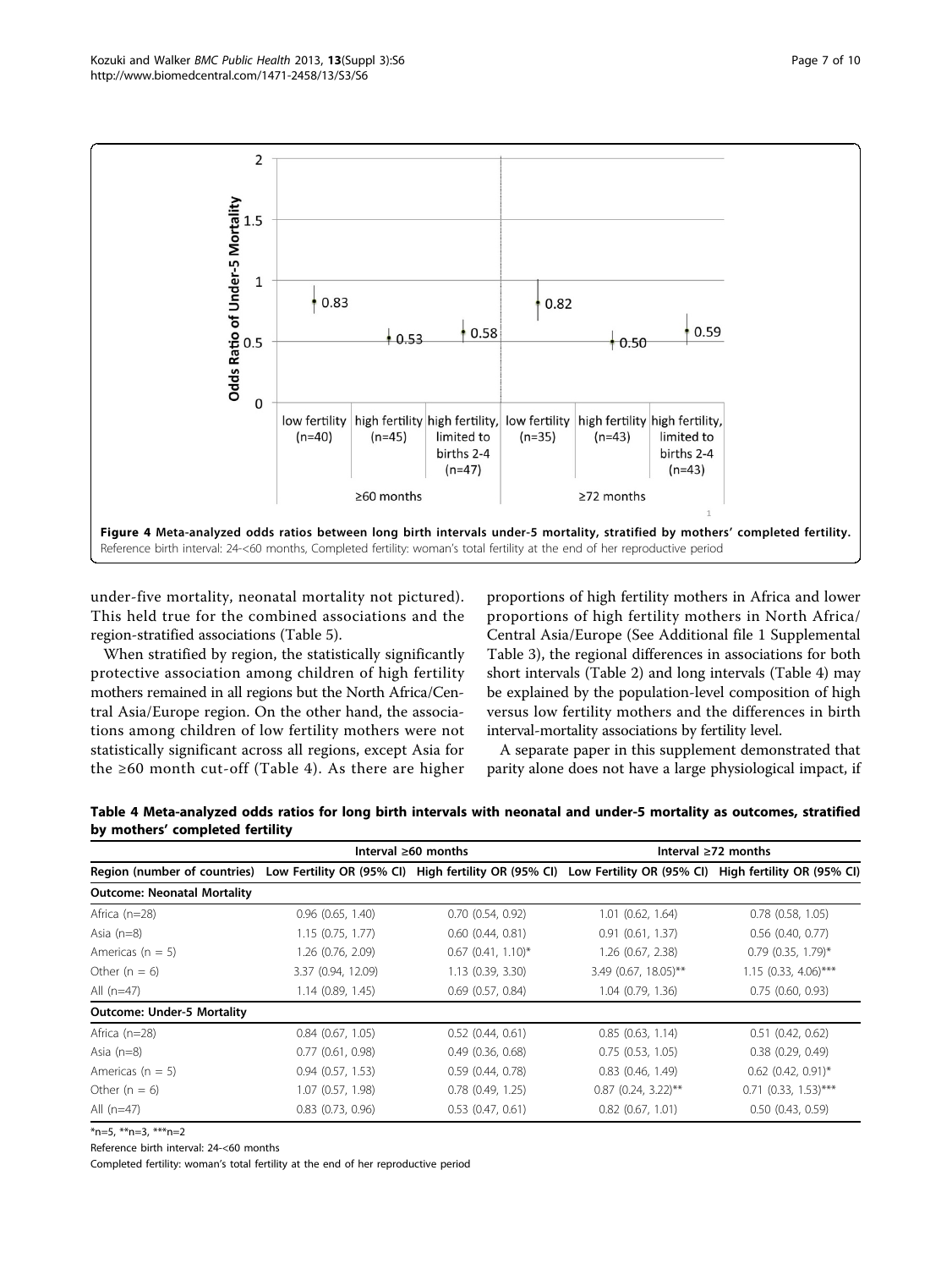**Figure 4 Meta-analyzed odds ratios between long birth intervals under-5 mortality, stratified by mothers' completed fertility.** Reference birth interval: 24-<60 months, Completed fertility: woman's total fertility at the end of her reproductive period

under-five mortality, neonatal mortality not pictured). This held true for the combined associations and the region-stratified associations (Table 5).

When stratified by region, the statistically significantly protective association among children of high fertility mothers remained in all regions but the North Africa/Central Asia/Europe region. On the other hand, the associations among children of low fertility mothers were not statistically significant across all regions, except Asia for the ≥60 month cut-off (Table 4). As there are higher proportions of high fertility mothers in Africa and lower proportions of high fertility mothers in North Africa/Central Asia/Europe (See Additional file 1 Supplemental Table 3), the regional differences in associations for both short intervals (Table 2) and long intervals (Table 4) may be explained by the population-level composition of high versus low fertility mothers and the differences in birth interval-mortality associations by fertility level.

A separate paper in this supplement demonstrated that parity alone does not have a large physiological impact, if

**Table 4 Meta-analyzed odds ratios for long birth intervals with neonatal and under-5 mortality as outcomes, stratified by mothers' completed fertility**

| | Interval ≥60 months | | Interval ≥72 months | |
|---|---|---|---|---|
| Region (number of countries) | Low Fertility OR (95% CI) | High fertility OR (95% CI) | Low Fertility OR (95% CI) | High fertility OR (95% CI) |
| **Outcome: Neonatal Mortality** | | | | |
| Africa (n=28) | 0.96 (0.65, 1.40) | 0.70 (0.54, 0.92) | 1.01 (0.62, 1.64) | 0.78 (0.58, 1.05) |
| Asia (n=8) | 1.15 (0.75, 1.77) | 0.60 (0.44, 0.81) | 0.91 (0.61, 1.37) | 0.56 (0.40, 0.77) |
| Americas (n = 5) | 1.26 (0.76, 2.09) | 0.67 (0.41, 1.10)* | 1.26 (0.67, 2.38) | 0.79 (0.35, 1.79)* |
| Other (n = 6) | 3.37 (0.94, 12.09) | 1.13 (0.39, 3.30) | 3.49 (0.67, 18.05)** | 1.15 (0.33, 4.06)*** |
| All (n=47) | 1.14 (0.89, 1.45) | 0.69 (0.57, 0.84) | 1.04 (0.79, 1.36) | 0.75 (0.60, 0.93) |
| **Outcome: Under-5 Mortality** | | | | |
| Africa (n=28) | 0.84 (0.67, 1.05) | 0.52 (0.44, 0.61) | 0.85 (0.63, 1.14) | 0.51 (0.42, 0.62) |
| Asia (n=8) | 0.77 (0.61, 0.98) | 0.49 (0.36, 0.68) | 0.75 (0.53, 1.05) | 0.38 (0.29, 0.49) |
| Americas (n = 5) | 0.94 (0.57, 1.53) | 0.59 (0.44, 0.78) | 0.83 (0.46, 1.49) | 0.62 (0.42, 0.91)* |
| Other (n = 6) | 1.07 (0.57, 1.98) | 0.78 (0.49, 1.25) | 0.87 (0.24, 3.22)** | 0.71 (0.33, 1.53)*** |
| All (n=47) | 0.83 (0.73, 0.96) | 0.53 (0.47, 0.61) | 0.82 (0.67, 1.01) | 0.50 (0.43, 0.59) |

*n=5, **n=3, ***n=2

Reference birth interval: 24-<60 months

Completed fertility: woman's total fertility at the end of her reproductive period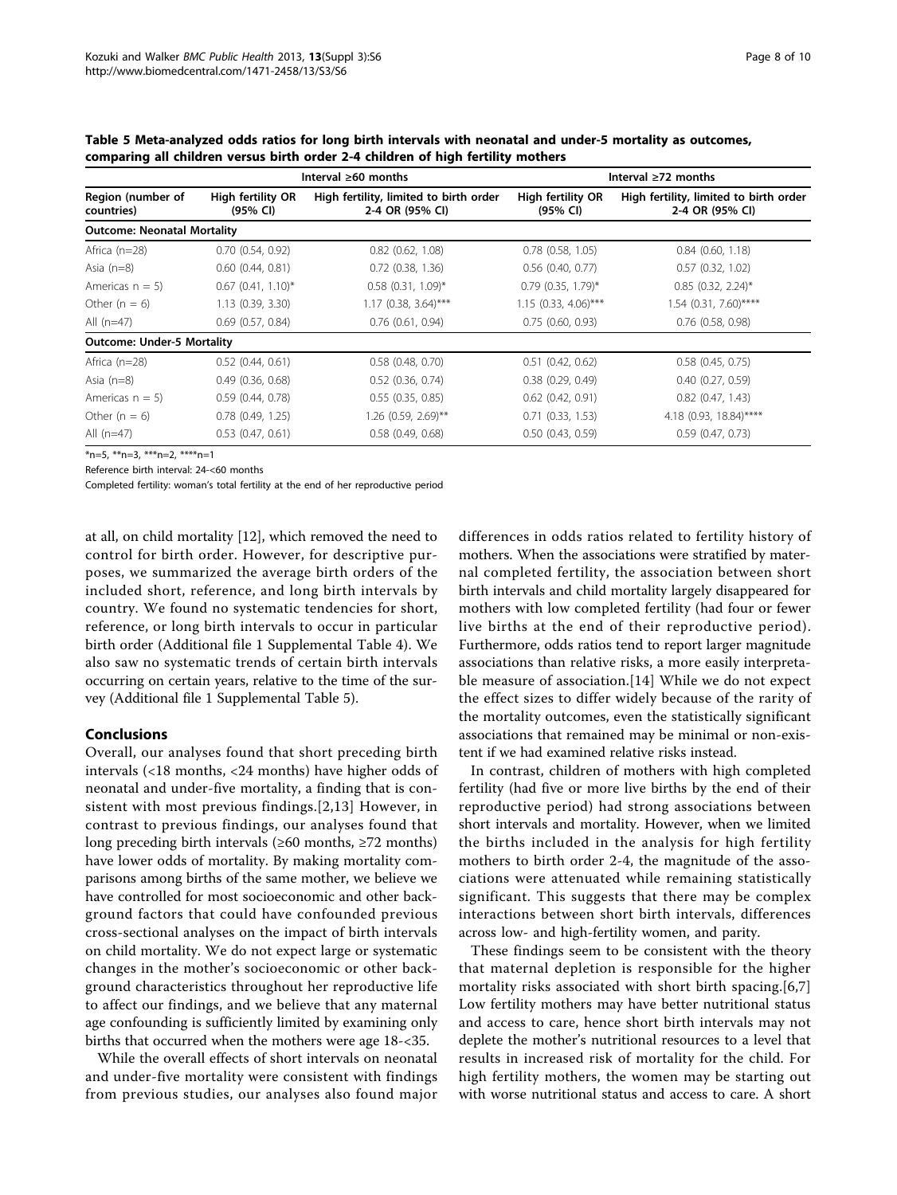**Table 5 Meta-analyzed odds ratios for long birth intervals with neonatal and under-5 mortality as outcomes, comparing all children versus birth order 2-4 children of high fertility mothers**

| | Interval ≥60 months | | Interval ≥72 months | |
|---|---|---|---|---|
| Region (number of countries) | High fertility OR (95% CI) | High fertility, limited to birth order 2-4 OR (95% CI) | High fertility OR (95% CI) | High fertility, limited to birth order 2-4 OR (95% CI) |
| **Outcome: Neonatal Mortality** | | | | |
| Africa (n=28) | 0.70 (0.54, 0.92) | 0.82 (0.62, 1.08) | 0.78 (0.58, 1.05) | 0.84 (0.60, 1.18) |
| Asia (n=8) | 0.60 (0.44, 0.81) | 0.72 (0.38, 1.36) | 0.56 (0.40, 0.77) | 0.57 (0.32, 1.02) |
| Americas n = 5) | 0.67 (0.41, 1.10)* | 0.58 (0.31, 1.09)* | 0.79 (0.35, 1.79)* | 0.85 (0.32, 2.24)* |
| Other (n = 6) | 1.13 (0.39, 3.30) | 1.17 (0.38, 3.64)*** | 1.15 (0.33, 4.06)*** | 1.54 (0.31, 7.60)**** |
| All (n=47) | 0.69 (0.57, 0.84) | 0.76 (0.61, 0.94) | 0.75 (0.60, 0.93) | 0.76 (0.58, 0.98) |
| **Outcome: Under-5 Mortality** | | | | |
| Africa (n=28) | 0.52 (0.44, 0.61) | 0.58 (0.48, 0.70) | 0.51 (0.42, 0.62) | 0.58 (0.45, 0.75) |
| Asia (n=8) | 0.49 (0.36, 0.68) | 0.52 (0.36, 0.74) | 0.38 (0.29, 0.49) | 0.40 (0.27, 0.59) |
| Americas n = 5) | 0.59 (0.44, 0.78) | 0.55 (0.35, 0.85) | 0.62 (0.42, 0.91) | 0.82 (0.47, 1.43) |
| Other (n = 6) | 0.78 (0.49, 1.25) | 1.26 (0.59, 2.69)** | 0.71 (0.33, 1.53) | 4.18 (0.93, 18.84)**** |
| All (n=47) | 0.53 (0.47, 0.61) | 0.58 (0.49, 0.68) | 0.50 (0.43, 0.59) | 0.59 (0.47, 0.73) |

*n=5, **n=3, ***n=2, ****n=1

Reference birth interval: 24-<60 months

Completed fertility: woman's total fertility at the end of her reproductive period

at all, on child mortality [12], which removed the need to control for birth order. However, for descriptive purposes, we summarized the average birth orders of the included short, reference, and long birth intervals by country. We found no systematic tendencies for short, reference, or long birth intervals to occur in particular birth order (Additional file 1 Supplemental Table 4). We also saw no systematic trends of certain birth intervals occurring on certain years, relative to the time of the survey (Additional file 1 Supplemental Table 5).

## Conclusions

Overall, our analyses found that short preceding birth intervals (<18 months, <24 months) have higher odds of neonatal and under-five mortality, a finding that is consistent with most previous findings.[2,13] However, in contrast to previous findings, our analyses found that long preceding birth intervals (≥60 months, ≥72 months) have lower odds of mortality. By making mortality comparisons among births of the same mother, we believe we have controlled for most socioeconomic and other background factors that could have confounded previous cross-sectional analyses on the impact of birth intervals on child mortality. We do not expect large or systematic changes in the mother's socioeconomic or other background characteristics throughout her reproductive life to affect our findings, and we believe that any maternal age confounding is sufficiently limited by examining only births that occurred when the mothers were age 18-<35.

While the overall effects of short intervals on neonatal and under-five mortality were consistent with findings from previous studies, our analyses also found major differences in odds ratios related to fertility history of mothers. When the associations were stratified by maternal completed fertility, the association between short birth intervals and child mortality largely disappeared for mothers with low completed fertility (had four or fewer live births at the end of their reproductive period). Furthermore, odds ratios tend to report larger magnitude associations than relative risks, a more easily interpretable measure of association.[14] While we do not expect the effect sizes to differ widely because of the rarity of the mortality outcomes, even the statistically significant associations that remained may be minimal or non-existent if we had examined relative risks instead.

In contrast, children of mothers with high completed fertility (had five or more live births by the end of their reproductive period) had strong associations between short intervals and mortality. However, when we limited the births included in the analysis for high fertility mothers to birth order 2-4, the magnitude of the associations were attenuated while remaining statistically significant. This suggests that there may be complex interactions between short birth intervals, differences across low- and high-fertility women, and parity.

These findings seem to be consistent with the theory that maternal depletion is responsible for the higher mortality risks associated with short birth spacing.[6,7] Low fertility mothers may have better nutritional status and access to care, hence short birth intervals may not deplete the mother's nutritional resources to a level that results in increased risk of mortality for the child. For high fertility mothers, the women may be starting out with worse nutritional status and access to care. A short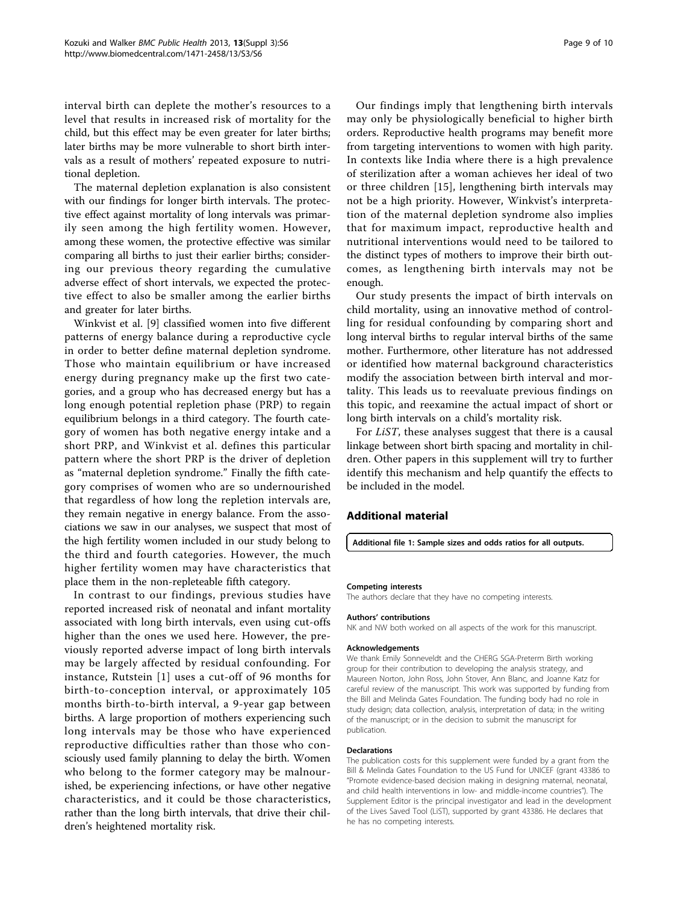interval birth can deplete the mother's resources to a level that results in increased risk of mortality for the child, but this effect may be even greater for later births; later births may be more vulnerable to short birth intervals as a result of mothers' repeated exposure to nutritional depletion.

The maternal depletion explanation is also consistent with our findings for longer birth intervals. The protective effect against mortality of long intervals was primarily seen among the high fertility women. However, among these women, the protective effective was similar comparing all births to just their earlier births; considering our previous theory regarding the cumulative adverse effect of short intervals, we expected the protective effect to also be smaller among the earlier births and greater for later births.

Winkvist et al. [9] classified women into five different patterns of energy balance during a reproductive cycle in order to better define maternal depletion syndrome. Those who maintain equilibrium or have increased energy during pregnancy make up the first two categories, and a group who has decreased energy but has a long enough potential repletion phase (PRP) to regain equilibrium belongs in a third category. The fourth category of women has both negative energy intake and a short PRP, and Winkvist et al. defines this particular pattern where the short PRP is the driver of depletion as "maternal depletion syndrome." Finally the fifth category comprises of women who are so undernourished that regardless of how long the repletion intervals are, they remain negative in energy balance. From the associations we saw in our analyses, we suspect that most of the high fertility women included in our study belong to the third and fourth categories. However, the much higher fertility women may have characteristics that place them in the non-repleteable fifth category.

In contrast to our findings, previous studies have reported increased risk of neonatal and infant mortality associated with long birth intervals, even using cut-offs higher than the ones we used here. However, the previously reported adverse impact of long birth intervals may be largely affected by residual confounding. For instance, Rutstein [1] uses a cut-off of 96 months for birth-to-conception interval, or approximately 105 months birth-to-birth interval, a 9-year gap between births. A large proportion of mothers experiencing such long intervals may be those who have experienced reproductive difficulties rather than those who consciously used family planning to delay the birth. Women who belong to the former category may be malnourished, be experiencing infections, or have other negative characteristics, and it could be those characteristics, rather than the long birth intervals, that drive their children's heightened mortality risk.

Our findings imply that lengthening birth intervals may only be physiologically beneficial to higher birth orders. Reproductive health programs may benefit more from targeting interventions to women with high parity. In contexts like India where there is a high prevalence of sterilization after a woman achieves her ideal of two or three children [15], lengthening birth intervals may not be a high priority. However, Winkvist's interpretation of the maternal depletion syndrome also implies that for maximum impact, reproductive health and nutritional interventions would need to be tailored to the distinct types of mothers to improve their birth outcomes, as lengthening birth intervals may not be enough.

Our study presents the impact of birth intervals on child mortality, using an innovative method of controlling for residual confounding by comparing short and long interval births to regular interval births of the same mother. Furthermore, other literature has not addressed or identified how maternal background characteristics modify the association between birth interval and mortality. This leads us to reevaluate previous findings on this topic, and reexamine the actual impact of short or long birth intervals on a child's mortality risk.

For *LiST*, these analyses suggest that there is a causal linkage between short birth spacing and mortality in children. Other papers in this supplement will try to further identify this mechanism and help quantify the effects to be included in the model.

## Additional material

**Additional file 1: Sample sizes and odds ratios for all outputs.**

#### Competing interests
The authors declare that they have no competing interests.

#### Authors' contributions
NK and NW both worked on all aspects of the work for this manuscript.

#### Acknowledgements
We thank Emily Sonneveldt and the CHERG SGA-Preterm Birth working group for their contribution to developing the analysis strategy, and Maureen Norton, John Ross, John Stover, Ann Blanc, and Joanne Katz for careful review of the manuscript. This work was supported by funding from the Bill and Melinda Gates Foundation. The funding body had no role in study design; data collection, analysis, interpretation of data; in the writing of the manuscript; or in the decision to submit the manuscript for publication.

#### Declarations
The publication costs for this supplement were funded by a grant from the Bill & Melinda Gates Foundation to the US Fund for UNICEF (grant 43386 to "Promote evidence-based decision making in designing maternal, neonatal, and child health interventions in low- and middle-income countries"). The Supplement Editor is the principal investigator and lead in the development of the Lives Saved Tool (LiST), supported by grant 43386. He declares that he has no competing interests.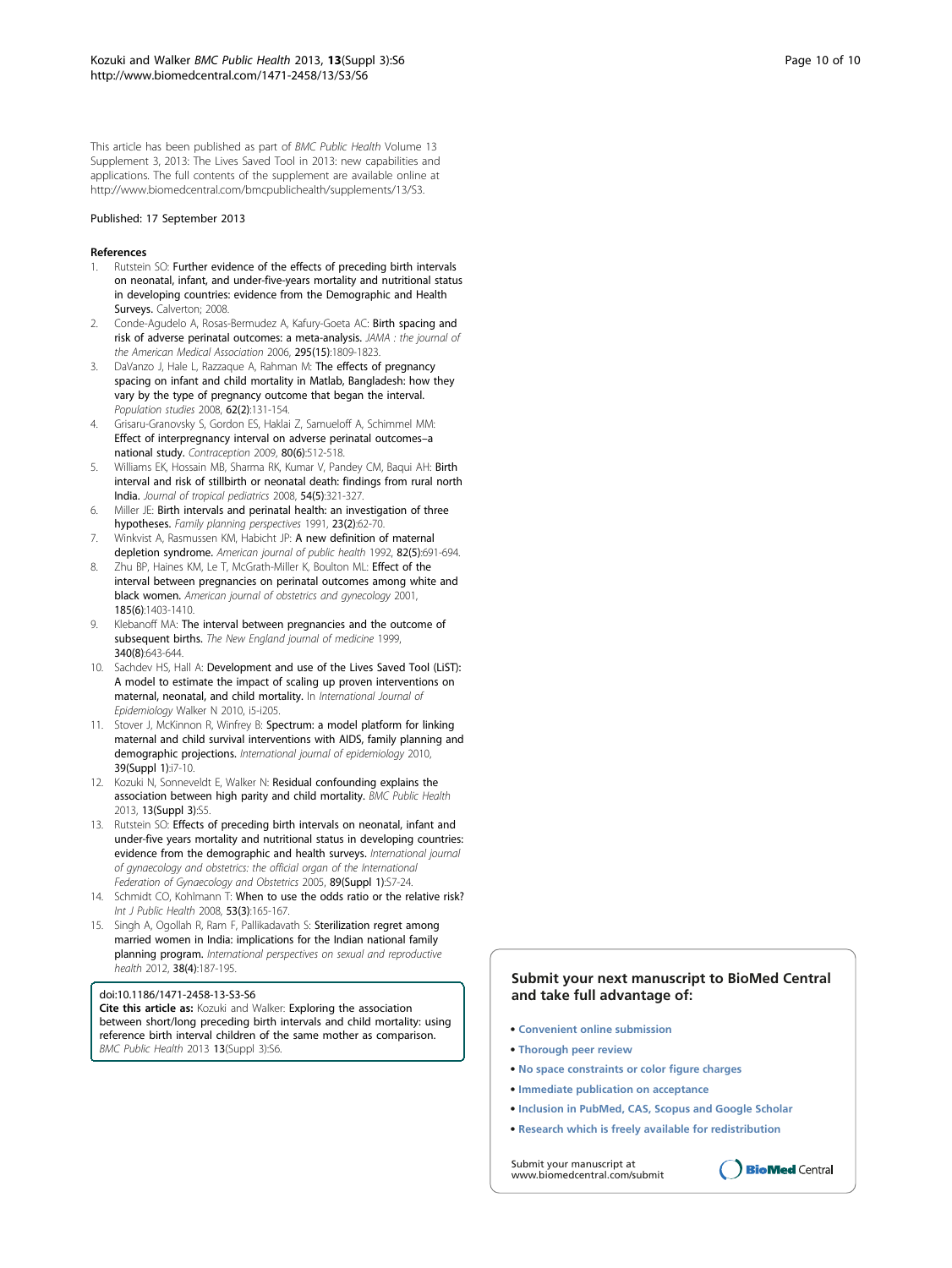This article has been published as part of *BMC Public Health* Volume 13 Supplement 3, 2013: The Lives Saved Tool in 2013: new capabilities and applications. The full contents of the supplement are available online at http://www.biomedcentral.com/bmcpublichealth/supplements/13/S3.

Published: 17 September 2013

## References

1. Rutstein SO: **Further evidence of the effects of preceding birth intervals on neonatal, infant, and under-five-years mortality and nutritional status in developing countries: evidence from the Demographic and Health Surveys.** Calverton; 2008.
2. Conde-Agudelo A, Rosas-Bermudez A, Kafury-Goeta AC: **Birth spacing and risk of adverse perinatal outcomes: a meta-analysis.** *JAMA : the journal of the American Medical Association* 2006, **295(15)**:1809-1823.
3. DaVanzo J, Hale L, Razzaque A, Rahman M: **The effects of pregnancy spacing on infant and child mortality in Matlab, Bangladesh: how they vary by the type of pregnancy outcome that began the interval.** *Population studies* 2008, **62(2)**:131-154.
4. Grisaru-Granovsky S, Gordon ES, Haklai Z, Samueloff A, Schimmel MM: **Effect of interpregnancy interval on adverse perinatal outcomes–a national study.** *Contraception* 2009, **80(6)**:512-518.
5. Williams EK, Hossain MB, Sharma RK, Kumar V, Pandey CM, Baqui AH: **Birth interval and risk of stillbirth or neonatal death: findings from rural north India.** *Journal of tropical pediatrics* 2008, **54(5)**:321-327.
6. Miller JE: **Birth intervals and perinatal health: an investigation of three hypotheses.** *Family planning perspectives* 1991, **23(2)**:62-70.
7. Winkvist A, Rasmussen KM, Habicht JP: **A new definition of maternal depletion syndrome.** *American journal of public health* 1992, **82(5)**:691-694.
8. Zhu BP, Haines KM, Le T, McGrath-Miller K, Boulton ML: **Effect of the interval between pregnancies on perinatal outcomes among white and black women.** *American journal of obstetrics and gynecology* 2001, **185(6)**:1403-1410.
9. Klebanoff MA: **The interval between pregnancies and the outcome of subsequent births.** *The New England journal of medicine* 1999, **340(8)**:643-644.
10. Sachdev HS, Hall A: **Development and use of the Lives Saved Tool (LiST): A model to estimate the impact of scaling up proven interventions on maternal, neonatal, and child mortality.** In *International Journal of Epidemiology* Walker N 2010, i5-i205.
11. Stover J, McKinnon R, Winfrey B: **Spectrum: a model platform for linking maternal and child survival interventions with AIDS, family planning and demographic projections.** *International journal of epidemiology* 2010, **39(Suppl 1)**:i7-10.
12. Kozuki N, Sonneveldt E, Walker N: **Residual confounding explains the association between high parity and child mortality.** *BMC Public Health* 2013, **13(Suppl 3)**:S5.
13. Rutstein SO: **Effects of preceding birth intervals on neonatal, infant and under-five years mortality and nutritional status in developing countries: evidence from the demographic and health surveys.** *International journal of gynaecology and obstetrics: the official organ of the International Federation of Gynaecology and Obstetrics* 2005, **89(Suppl 1)**:S7-24.
14. Schmidt CO, Kohlmann T: **When to use the odds ratio or the relative risk?** *Int J Public Health* 2008, **53(3)**:165-167.
15. Singh A, Ogollah R, Ram F, Pallikadavath S: **Sterilization regret among married women in India: implications for the Indian national family planning program.** *International perspectives on sexual and reproductive health* 2012, **38(4)**:187-195.

doi:10.1186/1471-2458-13-S3-S6

**Cite this article as:** Kozuki and Walker: Exploring the association between short/long preceding birth intervals and child mortality: using reference birth interval children of the same mother as comparison. *BMC Public Health* 2013 **13**(Suppl 3):S6.

**Submit your next manuscript to BioMed Central and take full advantage of:**

- Convenient online submission
- Thorough peer review
- No space constraints or color figure charges
- Immediate publication on acceptance
- Inclusion in PubMed, CAS, Scopus and Google Scholar
- Research which is freely available for redistribution

Submit your manuscript at www.biomedcentral.com/submit

BioMed Central